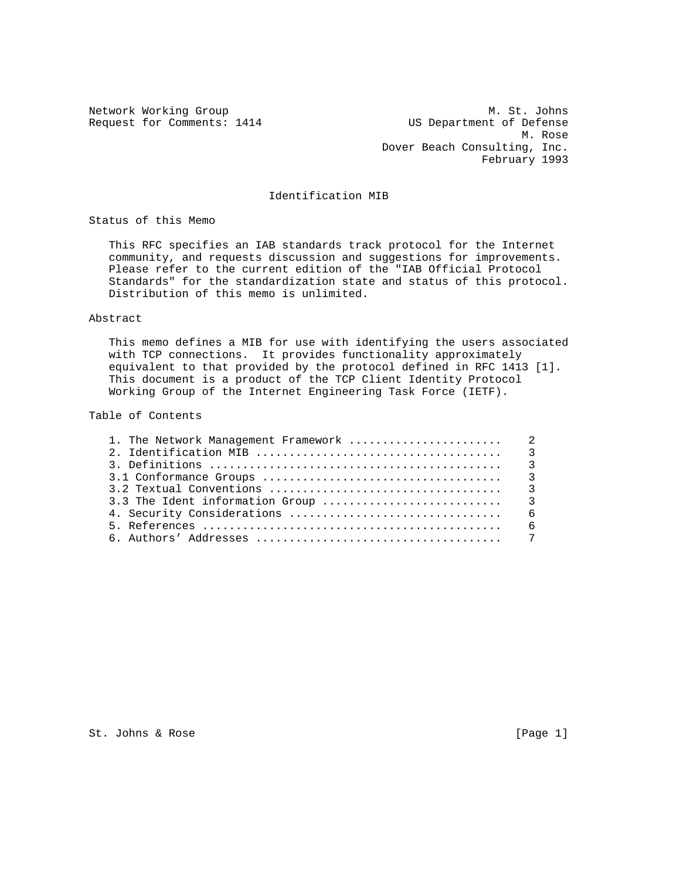Network Working Group                                        M. St. Johns
Request for Comments: 1414                      US Department of Defense
                                                                  M. Rose
                                            Dover Beach Consulting, Inc.
                                                            February 1993

# Identification MIB

## Status of this Memo

This RFC specifies an IAB standards track protocol for the Internet community, and requests discussion and suggestions for improvements. Please refer to the current edition of the "IAB Official Protocol Standards" for the standardization state and status of this protocol. Distribution of this memo is unlimited.

## Abstract

This memo defines a MIB for use with identifying the users associated with TCP connections. It provides functionality approximately equivalent to that provided by the protocol defined in RFC 1413 [1]. This document is a product of the TCP Client Identity Protocol Working Group of the Internet Engineering Task Force (IETF).

## Table of Contents

```
1. The Network Management Framework .......................    2
2. Identification MIB .....................................    3
3. Definitions ............................................    3
3.1 Conformance Groups ....................................    3
3.2 Textual Conventions ...................................    3
3.3 The Ident information Group ...........................    3
4. Security Considerations ................................    6
5. References .............................................    6
6. Authors' Addresses .....................................    7
```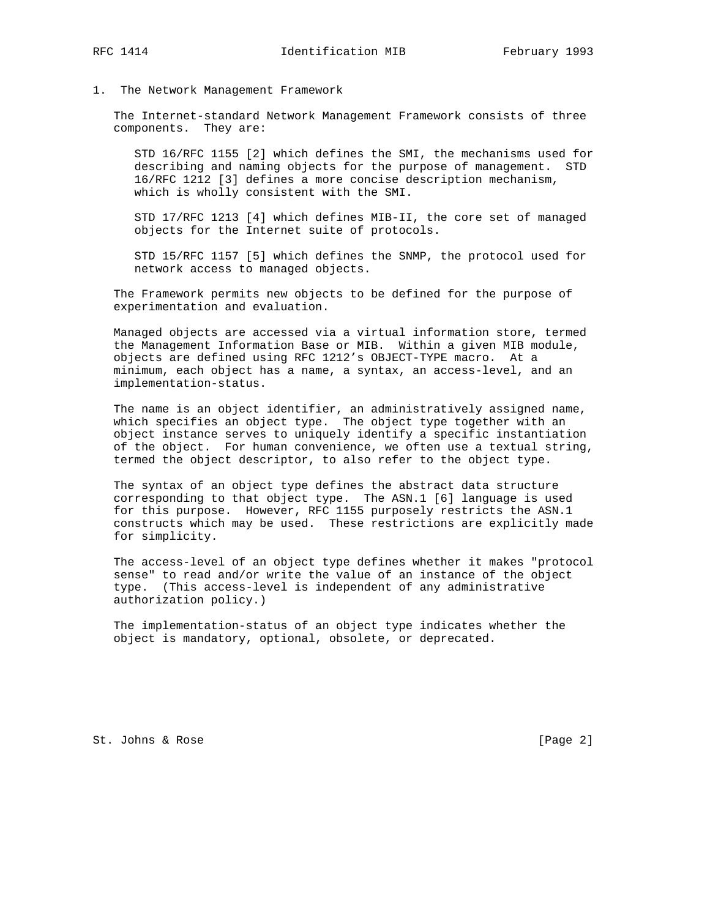## 1. The Network Management Framework

The Internet-standard Network Management Framework consists of three components. They are:

> STD 16/RFC 1155 [2] which defines the SMI, the mechanisms used for describing and naming objects for the purpose of management. STD 16/RFC 1212 [3] defines a more concise description mechanism, which is wholly consistent with the SMI.
>
> STD 17/RFC 1213 [4] which defines MIB-II, the core set of managed objects for the Internet suite of protocols.
>
> STD 15/RFC 1157 [5] which defines the SNMP, the protocol used for network access to managed objects.

The Framework permits new objects to be defined for the purpose of experimentation and evaluation.

Managed objects are accessed via a virtual information store, termed the Management Information Base or MIB. Within a given MIB module, objects are defined using RFC 1212's OBJECT-TYPE macro. At a minimum, each object has a name, a syntax, an access-level, and an implementation-status.

The name is an object identifier, an administratively assigned name, which specifies an object type. The object type together with an object instance serves to uniquely identify a specific instantiation of the object. For human convenience, we often use a textual string, termed the object descriptor, to also refer to the object type.

The syntax of an object type defines the abstract data structure corresponding to that object type. The ASN.1 [6] language is used for this purpose. However, RFC 1155 purposely restricts the ASN.1 constructs which may be used. These restrictions are explicitly made for simplicity.

The access-level of an object type defines whether it makes "protocol sense" to read and/or write the value of an instance of the object type. (This access-level is independent of any administrative authorization policy.)

The implementation-status of an object type indicates whether the object is mandatory, optional, obsolete, or deprecated.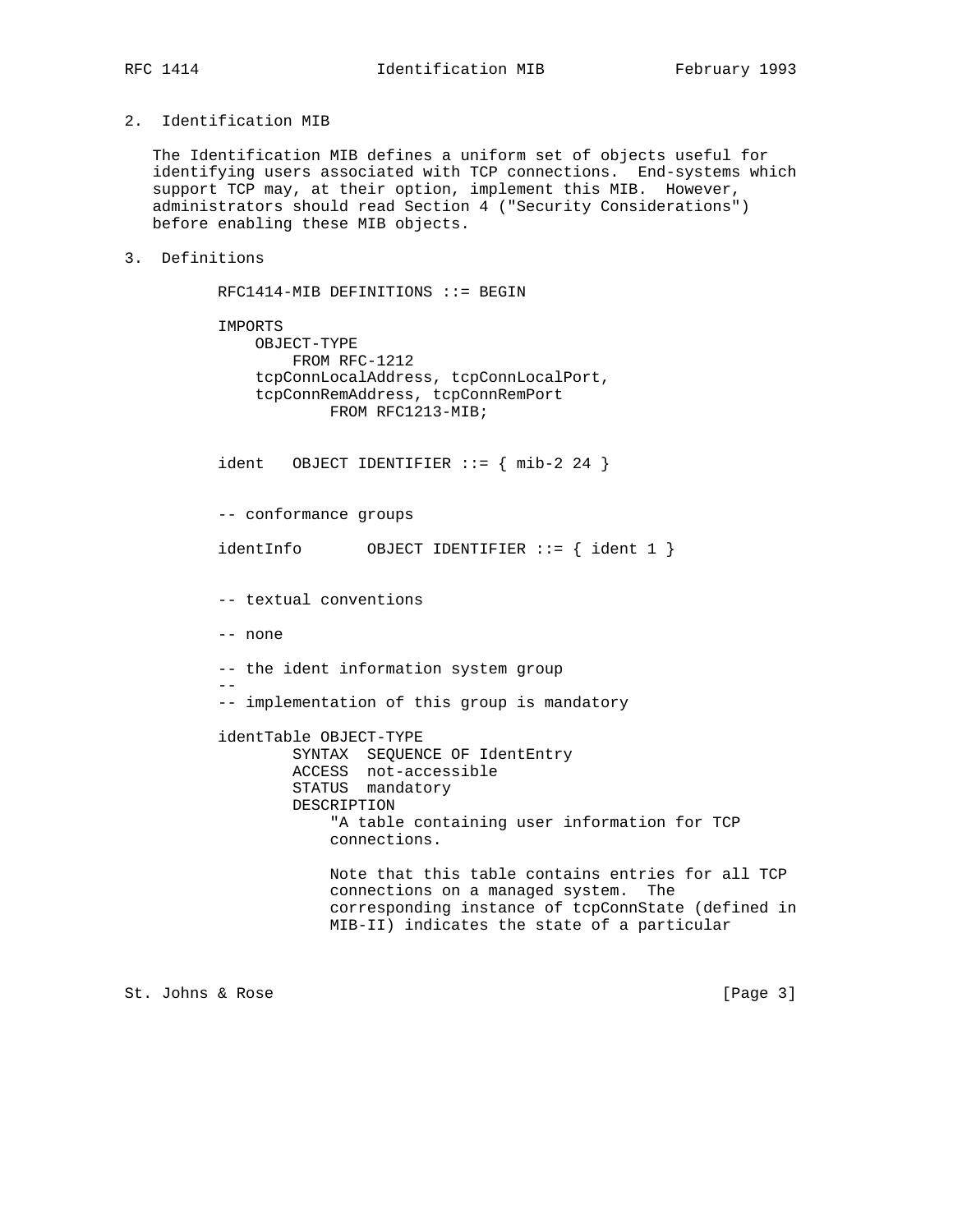## 2. Identification MIB

The Identification MIB defines a uniform set of objects useful for identifying users associated with TCP connections. End-systems which support TCP may, at their option, implement this MIB. However, administrators should read Section 4 ("Security Considerations") before enabling these MIB objects.

## 3. Definitions

```
RFC1414-MIB DEFINITIONS ::= BEGIN

IMPORTS
    OBJECT-TYPE
        FROM RFC-1212
    tcpConnLocalAddress, tcpConnLocalPort,
    tcpConnRemAddress, tcpConnRemPort
            FROM RFC1213-MIB;


ident   OBJECT IDENTIFIER ::= { mib-2 24 }


-- conformance groups

identInfo       OBJECT IDENTIFIER ::= { ident 1 }


-- textual conventions

-- none

-- the ident information system group
--
-- implementation of this group is mandatory

identTable OBJECT-TYPE
        SYNTAX  SEQUENCE OF IdentEntry
        ACCESS  not-accessible
        STATUS  mandatory
        DESCRIPTION
            "A table containing user information for TCP
            connections.

            Note that this table contains entries for all TCP
            connections on a managed system.  The
            corresponding instance of tcpConnState (defined in
            MIB-II) indicates the state of a particular
```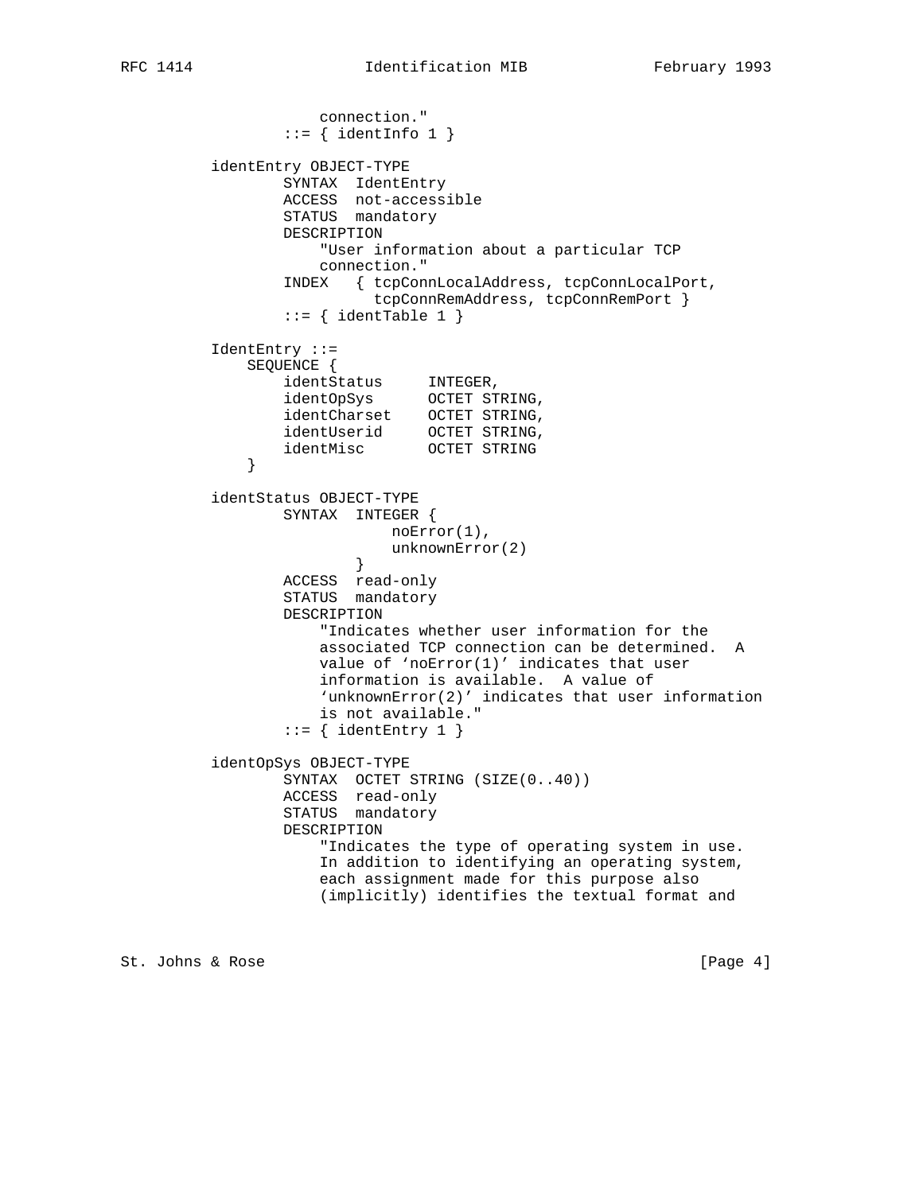```
                connection."
            ::= { identInfo 1 }

    identEntry OBJECT-TYPE
            SYNTAX  IdentEntry
            ACCESS  not-accessible
            STATUS  mandatory
            DESCRIPTION
                "User information about a particular TCP
                connection."
            INDEX   { tcpConnLocalAddress, tcpConnLocalPort,
                      tcpConnRemAddress, tcpConnRemPort }
            ::= { identTable 1 }

    IdentEntry ::=
        SEQUENCE {
            identStatus     INTEGER,
            identOpSys      OCTET STRING,
            identCharset    OCTET STRING,
            identUserid     OCTET STRING,
            identMisc       OCTET STRING
        }

    identStatus OBJECT-TYPE
            SYNTAX  INTEGER {
                        noError(1),
                        unknownError(2)
                    }
            ACCESS  read-only
            STATUS  mandatory
            DESCRIPTION
                "Indicates whether user information for the
                associated TCP connection can be determined.  A
                value of `noError(1)' indicates that user
                information is available.  A value of
                `unknownError(2)' indicates that user information
                is not available."
            ::= { identEntry 1 }

    identOpSys OBJECT-TYPE
            SYNTAX  OCTET STRING (SIZE(0..40))
            ACCESS  read-only
            STATUS  mandatory
            DESCRIPTION
                "Indicates the type of operating system in use.
                In addition to identifying an operating system,
                each assignment made for this purpose also
                (implicitly) identifies the textual format and
```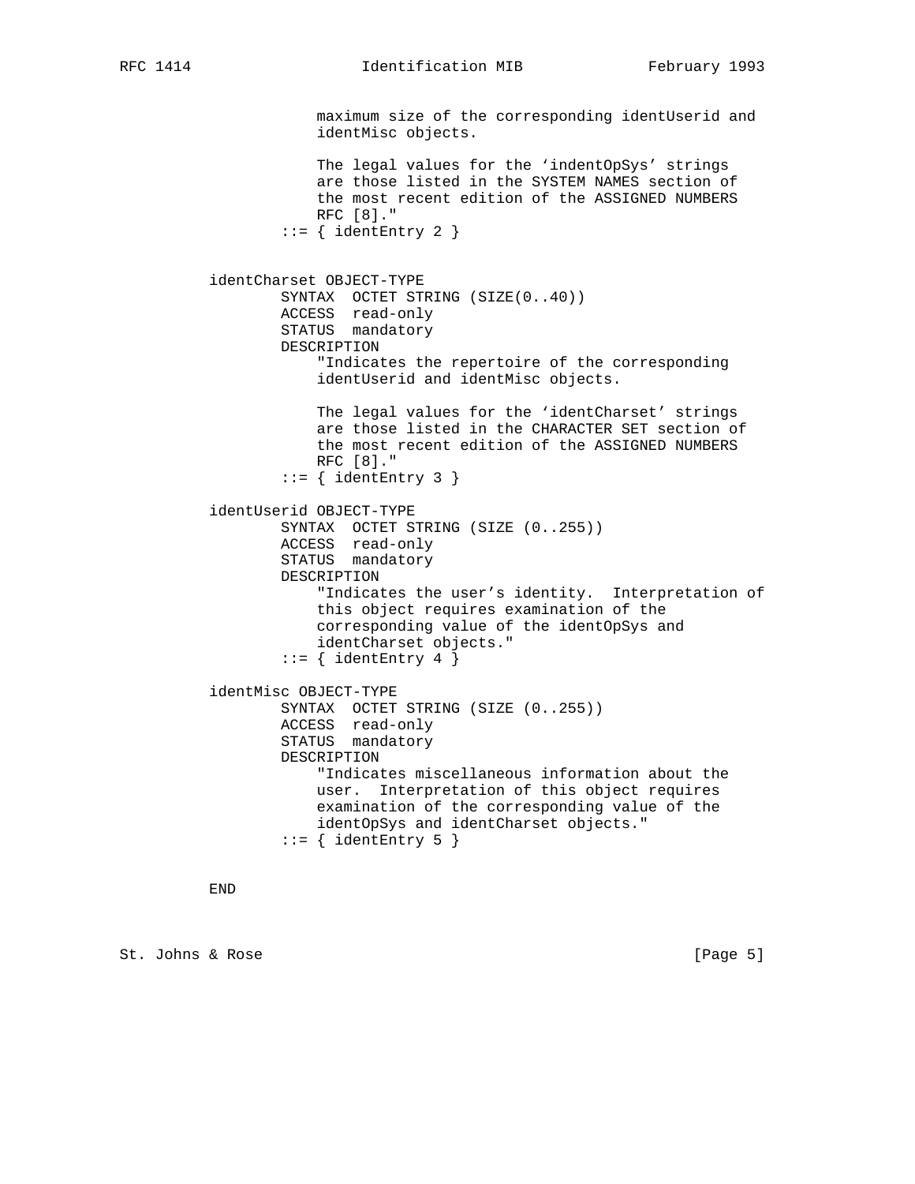```
                maximum size of the corresponding identUserid and
                identMisc objects.

                The legal values for the 'indentOpSys' strings
                are those listed in the SYSTEM NAMES section of
                the most recent edition of the ASSIGNED NUMBERS
                RFC [8]."
            ::= { identEntry 2 }


    identCharset OBJECT-TYPE
            SYNTAX  OCTET STRING (SIZE(0..40))
            ACCESS  read-only
            STATUS  mandatory
            DESCRIPTION
                "Indicates the repertoire of the corresponding
                identUserid and identMisc objects.

                The legal values for the 'identCharset' strings
                are those listed in the CHARACTER SET section of
                the most recent edition of the ASSIGNED NUMBERS
                RFC [8]."
            ::= { identEntry 3 }

    identUserid OBJECT-TYPE
            SYNTAX  OCTET STRING (SIZE (0..255))
            ACCESS  read-only
            STATUS  mandatory
            DESCRIPTION
                "Indicates the user's identity.  Interpretation of
                this object requires examination of the
                corresponding value of the identOpSys and
                identCharset objects."
            ::= { identEntry 4 }

    identMisc OBJECT-TYPE
            SYNTAX  OCTET STRING (SIZE (0..255))
            ACCESS  read-only
            STATUS  mandatory
            DESCRIPTION
                "Indicates miscellaneous information about the
                user.  Interpretation of this object requires
                examination of the corresponding value of the
                identOpSys and identCharset objects."
            ::= { identEntry 5 }


    END
```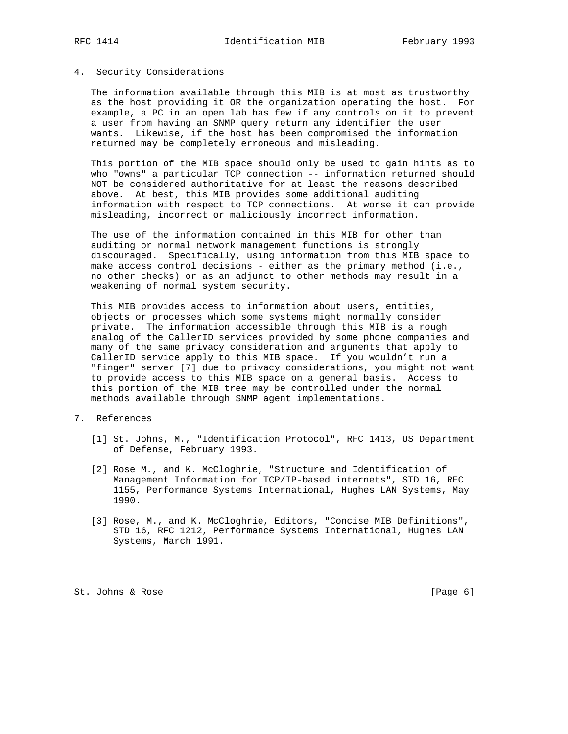## 4. Security Considerations

The information available through this MIB is at most as trustworthy as the host providing it OR the organization operating the host. For example, a PC in an open lab has few if any controls on it to prevent a user from having an SNMP query return any identifier the user wants. Likewise, if the host has been compromised the information returned may be completely erroneous and misleading.

This portion of the MIB space should only be used to gain hints as to who "owns" a particular TCP connection -- information returned should NOT be considered authoritative for at least the reasons described above. At best, this MIB provides some additional auditing information with respect to TCP connections. At worse it can provide misleading, incorrect or maliciously incorrect information.

The use of the information contained in this MIB for other than auditing or normal network management functions is strongly discouraged. Specifically, using information from this MIB space to make access control decisions - either as the primary method (i.e., no other checks) or as an adjunct to other methods may result in a weakening of normal system security.

This MIB provides access to information about users, entities, objects or processes which some systems might normally consider private. The information accessible through this MIB is a rough analog of the CallerID services provided by some phone companies and many of the same privacy consideration and arguments that apply to CallerID service apply to this MIB space. If you wouldn't run a "finger" server [7] due to privacy considerations, you might not want to provide access to this MIB space on a general basis. Access to this portion of the MIB tree may be controlled under the normal methods available through SNMP agent implementations.

## 7. References

[1] St. Johns, M., "Identification Protocol", RFC 1413, US Department of Defense, February 1993.

[2] Rose M., and K. McCloghrie, "Structure and Identification of Management Information for TCP/IP-based internets", STD 16, RFC 1155, Performance Systems International, Hughes LAN Systems, May 1990.

[3] Rose, M., and K. McCloghrie, Editors, "Concise MIB Definitions", STD 16, RFC 1212, Performance Systems International, Hughes LAN Systems, March 1991.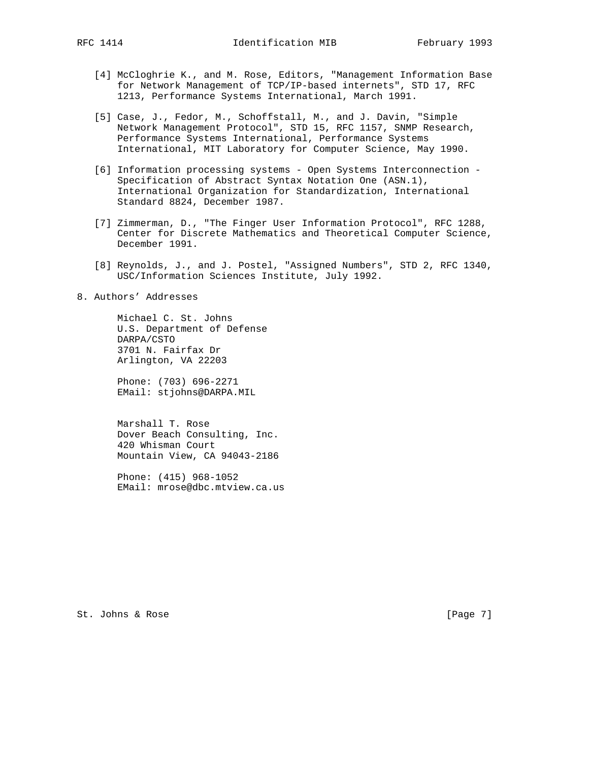[4] McCloghrie K., and M. Rose, Editors, "Management Information Base for Network Management of TCP/IP-based internets", STD 17, RFC 1213, Performance Systems International, March 1991.

[5] Case, J., Fedor, M., Schoffstall, M., and J. Davin, "Simple Network Management Protocol", STD 15, RFC 1157, SNMP Research, Performance Systems International, Performance Systems International, MIT Laboratory for Computer Science, May 1990.

[6] Information processing systems - Open Systems Interconnection - Specification of Abstract Syntax Notation One (ASN.1), International Organization for Standardization, International Standard 8824, December 1987.

[7] Zimmerman, D., "The Finger User Information Protocol", RFC 1288, Center for Discrete Mathematics and Theoretical Computer Science, December 1991.

[8] Reynolds, J., and J. Postel, "Assigned Numbers", STD 2, RFC 1340, USC/Information Sciences Institute, July 1992.

## 8. Authors' Addresses

Michael C. St. Johns
U.S. Department of Defense
DARPA/CSTO
3701 N. Fairfax Dr
Arlington, VA 22203

Phone: (703) 696-2271
EMail: stjohns@DARPA.MIL

Marshall T. Rose
Dover Beach Consulting, Inc.
420 Whisman Court
Mountain View, CA 94043-2186

Phone: (415) 968-1052
EMail: mrose@dbc.mtview.ca.us